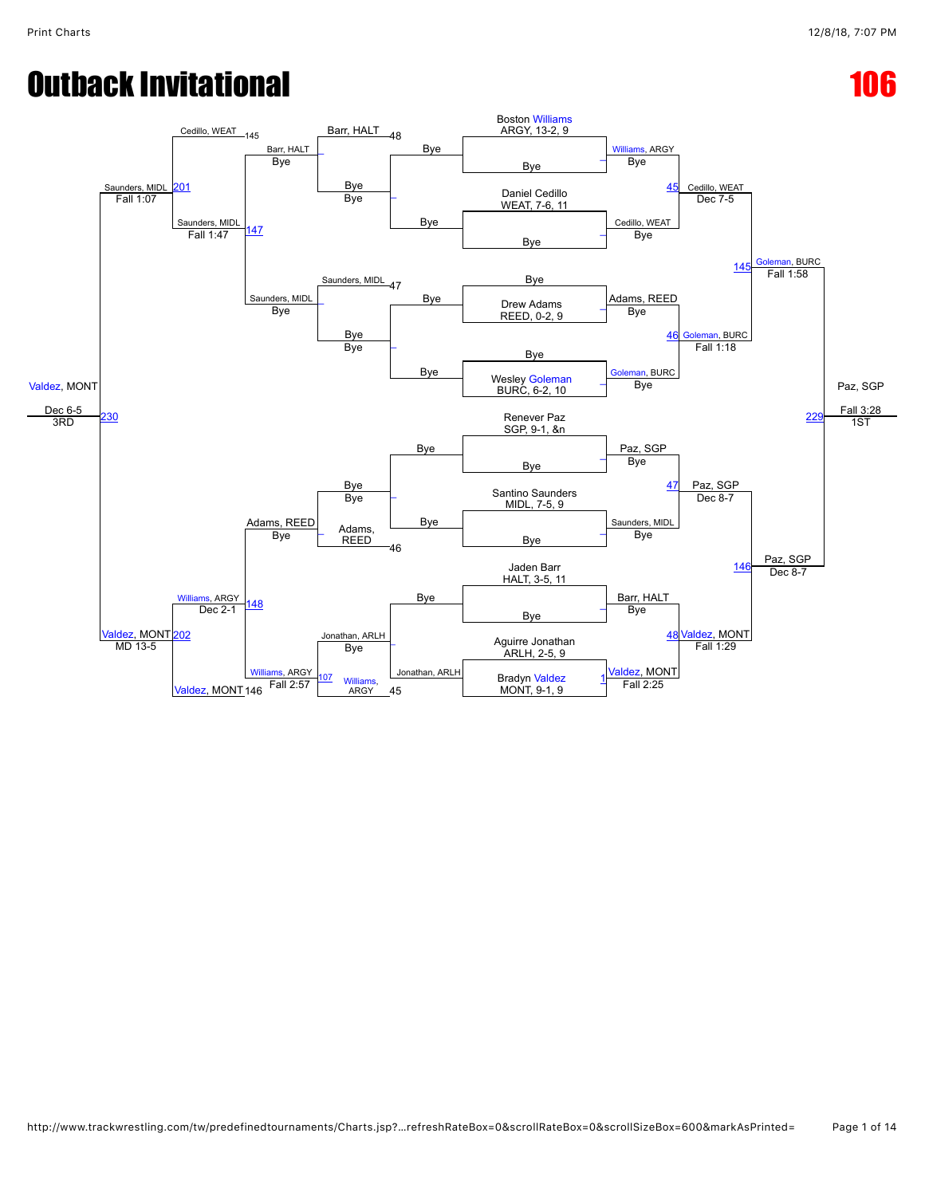# Outback Invitational

# 106

**Championship Bracket**

- Boston Williams, ARGY, 13-2, 9 — Bye
- Daniel Cedillo, WEAT, 7-6, 11 — Bye
- Bye — Drew Adams, REED, 0-2, 9
- Bye — Wesley Goleman, BURC, 6-2, 10
- Renever Paz, SGP, 9-1, &n — Bye
- Santino Saunders, MIDL, 7-5, 9 — Bye
- Jaden Barr, HALT, 3-5, 11 — Bye
- Aguirre Jonathan, ARLH, 2-5, 9 — Bradyn Valdez, MONT, 9-1, 9

**Quarterfinals**

- Williams, ARGY — Bye
- 45: Cedillo, WEAT — Bye
- Adams, REED — Bye
- 46: Goleman, BURC — Bye
- Paz, SGP — Bye
- 47: Saunders, MIDL — Bye
- Barr, HALT — Bye
- 48: Valdez, MONT — Fall 2:25

**Semifinals**

- 45: Cedillo, WEAT — Dec 7-5
- 46: Goleman, BURC — Fall 1:18
- 47: Paz, SGP — Dec 8-7
- 48: Valdez, MONT — Fall 1:29

**Finals**

- 145: Goleman, BURC — Fall 1:58
- 146: Paz, SGP — Dec 8-7
- 229: Paz, SGP — Fall 3:28 — 1ST

**Consolation Bracket**

- Barr, HALT — 48
- Barr, HALT — Bye; Bye — Bye
- Saunders, MIDL — 47
- Saunders, MIDL — Bye; Bye — Bye
- Bye — Bye; Adams, REED — 46
- Adams, REED — Bye
- Jonathan, ARLH — Bye
- Jonathan, ARLH — 45
- 107: Williams, ARGY
- Williams, ARGY — Fall 2:57
- Cedillo, WEAT — 145
- 147: Saunders, MIDL — Fall 1:47
- 148: Williams, ARGY — Dec 2-1
- Valdez, MONT — 146
- 201: Saunders, MIDL — Fall 1:07
- 202: Valdez, MONT — MD 13-5
- 230: Valdez, MONT — Dec 6-5 — 3RD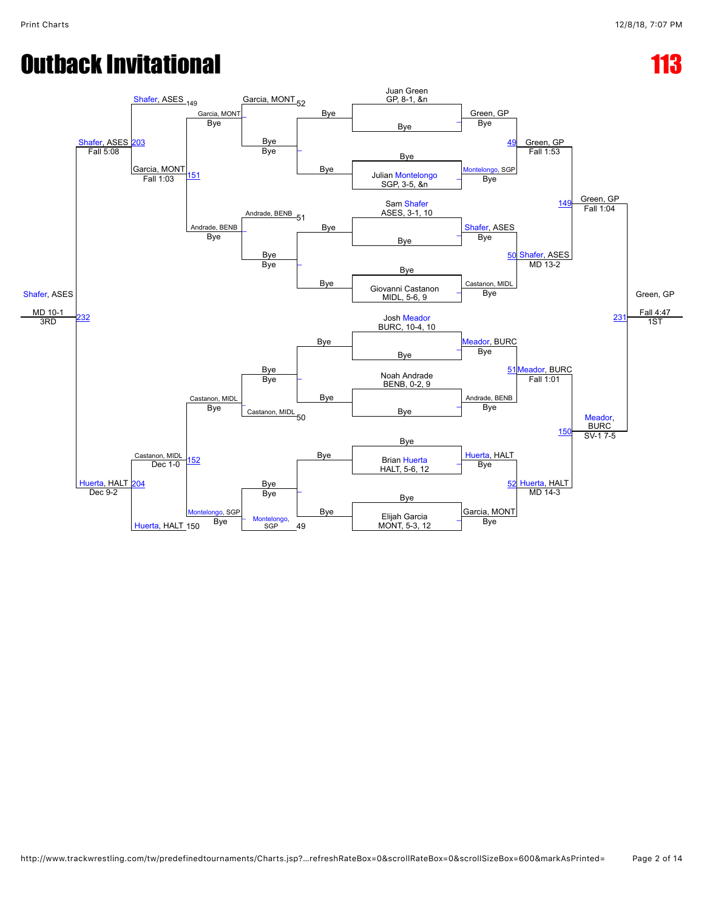# Outback Invitational

# 113

## Championship Bracket

**Round 1 (Byes)**

- Juan Green, GP, 8-1, &n — Bye → Green, GP
- Bye — Julian Montelongo, SGP, 3-5, &n → Montelongo, SGP
- Sam Shafer, ASES, 3-1, 10 — Bye → Shafer, ASES
- Bye — Giovanni Castanon, MIDL, 5-6, 9 → Castanon, MIDL
- Josh Meador, BURC, 10-4, 10 — Bye → Meador, BURC
- Noah Andrade, BENB, 0-2, 9 — Bye → Andrade, BENB
- Bye — Brian Huerta, HALT, 5-6, 12 → Huerta, HALT
- Bye — Elijah Garcia, MONT, 5-3, 12 → Garcia, MONT

**Quarterfinals**

- 49: Green, GP over Montelongo, SGP — Fall 1:53
- 50: Shafer, ASES over Castanon, MIDL — MD 13-2
- 51: Meador, BURC over Andrade, BENB — Fall 1:01
- 52: Huerta, HALT over Garcia, MONT — MD 14-3

**Semifinals**

- 149: Green, GP over Shafer, ASES — Fall 1:04
- 150: Meador, BURC over Huerta, HALT — SV-1 7-5

**Final**

- 231: Green, GP over Meador, BURC — Fall 4:47 — 1ST

## Consolation Bracket

**Round 1 (Byes)**

- Bye / Bye → Garcia, MONT
- Bye / Bye → Andrade, BENB
- Bye / Bye → Castanon, MIDL
- Bye / Bye → Montelongo, SGP

**Round 2**

- 52: Garcia, MONT — Bye → Garcia, MONT
- 51: Andrade, BENB — Bye → Andrade, BENB
- 50: Castanon, MIDL — Bye → Castanon, MIDL
- 49: Montelongo, SGP — Bye → Montelongo, SGP

**Round 3**

- 151: Garcia, MONT over Andrade, BENB — Fall 1:03
- 152: Castanon, MIDL over Montelongo, SGP — Dec 1-0

**Consolation Semifinals**

- 203: Shafer, ASES (149) over Garcia, MONT — Fall 5:08
- 204: Huerta, HALT (150) over Castanon, MIDL — Dec 9-2

**3rd Place**

- 232: Shafer, ASES over Huerta, HALT — MD 10-1 — 3RD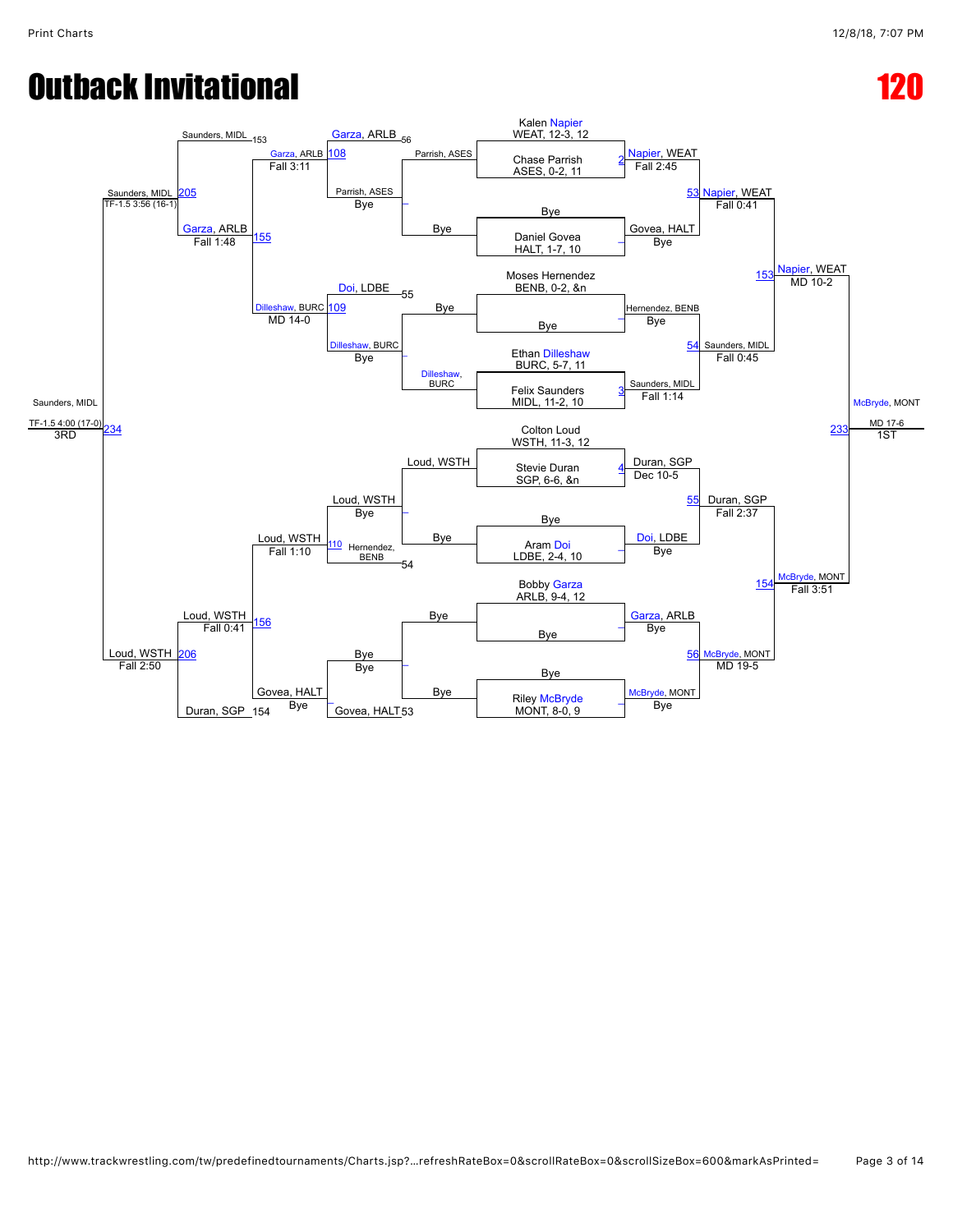# Outback Invitational

# 120

## Championship Bracket

**Seeded wrestlers (first round lines):**

- Kalen Napier, WEAT, 12-3, 12
- Chase Parrish, ASES, 0-2, 11
- Bye
- Daniel Govea, HALT, 1-7, 10
- Moses Hernendez, BENB, 0-2, &n
- Bye
- Ethan Dilleshaw, BURC, 5-7, 11
- Felix Saunders, MIDL, 11-2, 10
- Colton Loud, WSTH, 11-3, 12
- Stevie Duran, SGP, 6-6, &n
- Bye
- Aram Doi, LDBE, 2-4, 10
- Bobby Garza, ARLB, 9-4, 12
- Bye
- Bye
- Riley McBryde, MONT, 8-0, 9

**First Round:**

- 2: Napier, WEAT — Fall 2:45
- Govea, HALT — Bye
- Hernendez, BENB — Bye
- 3: Saunders, MIDL — Fall 1:14
- 4: Duran, SGP — Dec 10-5
- Doi, LDBE — Bye
- Garza, ARLB — Bye
- McBryde, MONT — Bye

**Quarterfinals:**

- 53: Napier, WEAT — Fall 0:41
- 54: Saunders, MIDL — Fall 0:45
- 55: Duran, SGP — Fall 2:37
- 56: McBryde, MONT — MD 19-5

**Semifinals:**

- 153: Napier, WEAT — MD 10-2
- 154: McBryde, MONT — Fall 3:51

**Final (233):** McBryde, MONT — MD 17-6 — **1ST**

## Consolation Bracket

**Consolation first round (vs. first-round losers):**

- Parrish, ASES — Bye
- Bye
- Bye
- Dilleshaw, BURC
- Loud, WSTH
- Bye
- Bye
- Bye

**Consolation round:**

- Parrish, ASES — Bye
- Dilleshaw, BURC — Bye
- Loud, WSTH — Bye
- Bye — Bye

**Consolation (vs. quarterfinal losers):**

- 56: Garza, ARLB
- 108: Garza, ARLB — Fall 3:11
- 55: Doi, LDBE
- 109: Dilleshaw, BURC — MD 14-0
- 54: Hernendez, BENB
- 110: Loud, WSTH — Fall 1:10
- 53: Govea, HALT
- Govea, HALT — Bye

**Consolation semifinals:**

- 155: Garza, ARLB — Fall 1:48
- 153: Saunders, MIDL
- 205: Saunders, MIDL — TF-1.5 3:56 (16-1)
- 156: Loud, WSTH — Fall 0:41
- 154: Duran, SGP
- 206: Loud, WSTH — Fall 2:50

**3rd Place (234):** Saunders, MIDL — TF-1.5 4:00 (17-0) — **3RD**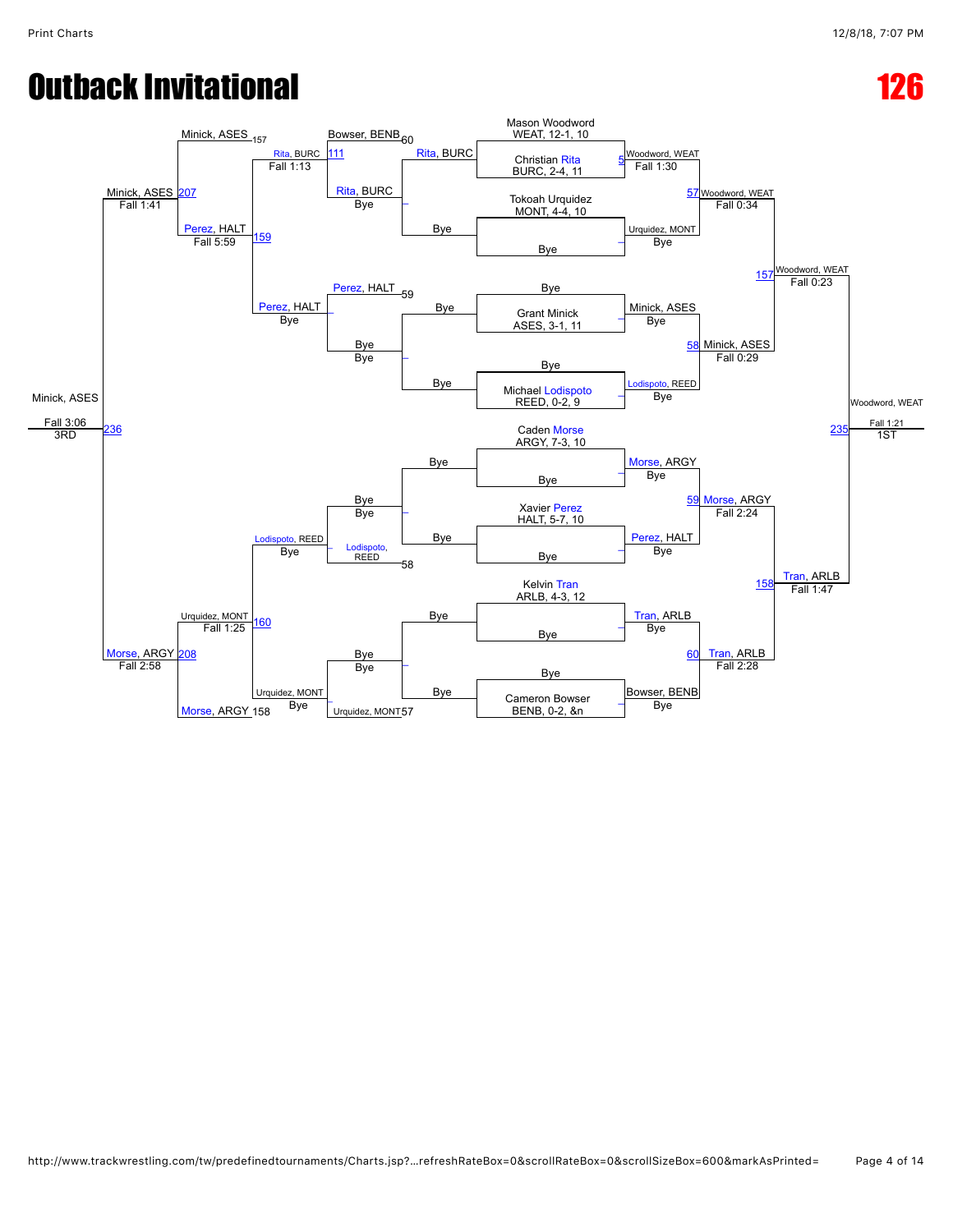# Outback Invitational

# 126

## Championship Bracket

**Seeded wrestlers (first round):**

- Mason Woodword, WEAT, 12-1, 10
- Christian Rita, BURC, 2-4, 11
- Tokoah Urquidez, MONT, 4-4, 10
- Bye
- Bye
- Grant Minick, ASES, 3-1, 11
- Bye
- Michael Lodispoto, REED, 0-2, 9
- Caden Morse, ARGY, 7-3, 10
- Bye
- Xavier Perez, HALT, 5-7, 10
- Bye
- Kelvin Tran, ARLB, 4-3, 12
- Bye
- Bye
- Cameron Bowser, BENB, 0-2, &n

**Round 1:**

- Match 5: Woodword, WEAT — Fall 1:30
- Urquidez, MONT — Bye
- Minick, ASES — Bye
- Lodispoto, REED — Bye
- Morse, ARGY — Bye
- Perez, HALT — Bye
- Tran, ARLB — Bye
- Bowser, BENB — Bye

**Quarterfinals:**

- Match 57: Woodword, WEAT — Fall 0:34
- Match 58: Minick, ASES — Fall 0:29
- Match 59: Morse, ARGY — Fall 2:24
- Match 60: Tran, ARLB — Fall 2:28

**Semifinals:**

- Match 157: Woodword, WEAT — Fall 0:23
- Match 158: Tran, ARLB — Fall 1:47

**Final:**

- Match 235: Woodword, WEAT — Fall 1:21 — 1ST

## Consolation Bracket

**Consolation Round 1:**

- Match 111: Rita, BURC (vs. Bowser, BENB, loser of 60)
- Rita, BURC — Bye
- Perez, HALT — Bye (loser of 59)
- Bye — Bye
- Bye — Bye
- Lodispoto, REED — Bye (loser of 58)
- Bye — Bye
- Urquidez, MONT — Bye (loser of 57)

**Consolation Round 2:**

- Rita, BURC — Fall 1:13
- Perez, HALT — Bye
- Lodispoto, REED — Bye
- Urquidez, MONT — Bye

**Consolation Quarterfinals:**

- Match 159: Perez, HALT — Fall 5:59 (vs. Minick, ASES, loser of 157)
- Match 160: Urquidez, MONT — Fall 1:25 (vs. Morse, ARGY, loser of 158)

**Consolation Semifinals:**

- Match 207: Minick, ASES — Fall 1:41
- Match 208: Morse, ARGY — Fall 2:58

**3rd Place:**

- Match 236: Minick, ASES — Fall 3:06 — 3RD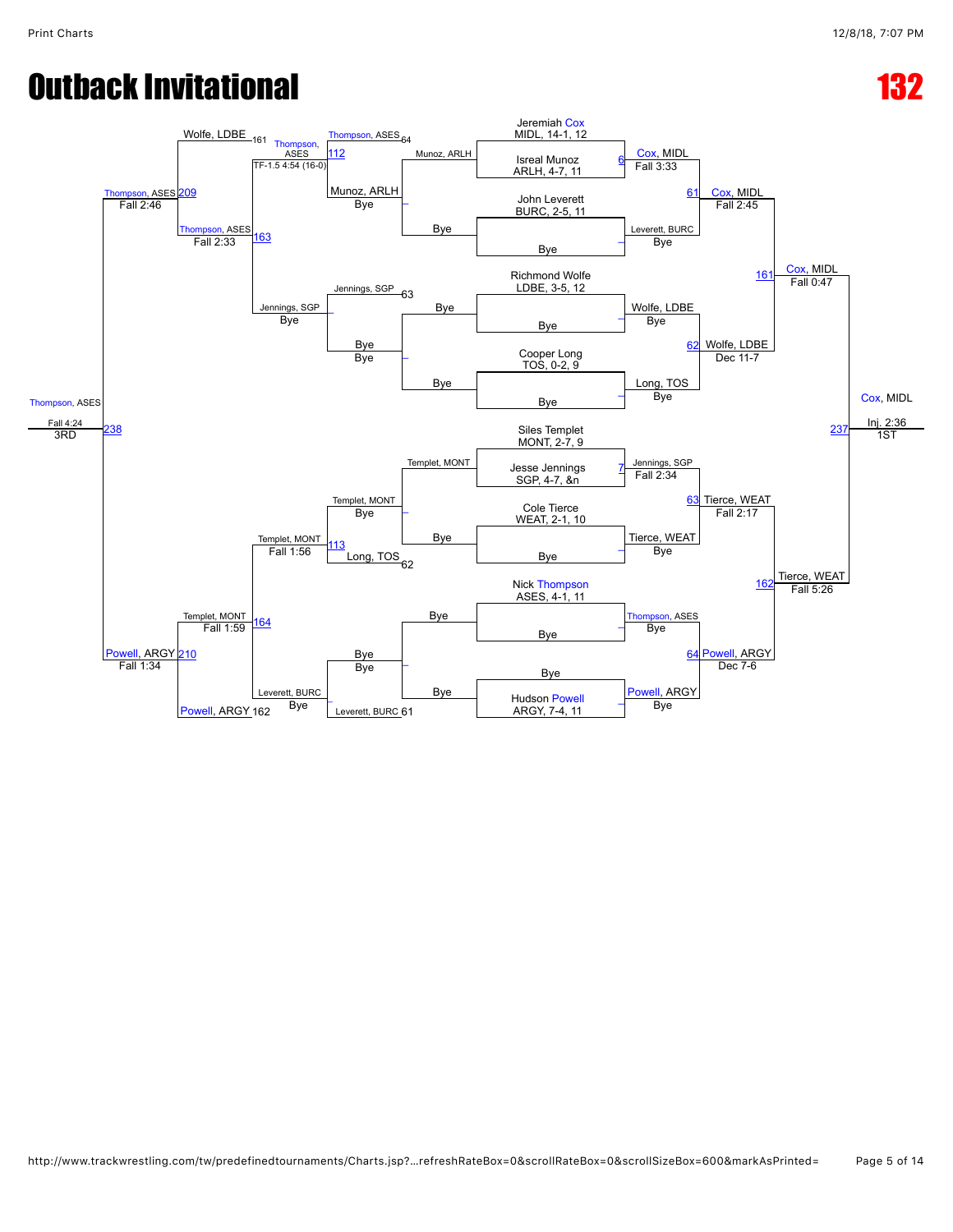# Outback Invitational

# 132

## Championship Bracket

**Round 1 / Quarterfinals**

- Jeremiah Cox, MIDL, 14-1, 12 vs. Isreal Munoz, ARLH, 4-7, 11 — Cox, MIDL, Fall 3:33 (6)
- John Leverett, BURC, 2-5, 11 vs. Bye — Leverett, BURC, Bye
- Richmond Wolfe, LDBE, 3-5, 12 vs. Bye — Wolfe, LDBE, Bye
- Cooper Long, TOS, 0-2, 9 vs. Bye — Long, TOS, Bye
- Siles Templet, MONT, 2-7, 9 vs. Jesse Jennings, SGP, 4-7, &n — Jennings, SGP, Fall 2:34 (7)
- Cole Tierce, WEAT, 2-1, 10 vs. Bye — Tierce, WEAT, Bye
- Nick Thompson, ASES, 4-1, 11 vs. Bye — Thompson, ASES, Bye
- Bye vs. Hudson Powell, ARGY, 7-4, 11 — Powell, ARGY, Bye

**Semifinals / Finals**

- Cox, MIDL vs. Leverett, BURC — Cox, MIDL, Fall 2:45 (61)
- Wolfe, LDBE vs. Long, TOS — Wolfe, LDBE, Dec 11-7 (62)
- Jennings, SGP vs. Tierce, WEAT — Tierce, WEAT, Fall 2:17 (63)
- Thompson, ASES vs. Powell, ARGY — Powell, ARGY, Dec 7-6 (64)
- Cox, MIDL vs. Wolfe, LDBE — Cox, MIDL, Fall 0:47 (161)
- Tierce, WEAT vs. Powell, ARGY — Tierce, WEAT, Fall 5:26 (162)
- Cox, MIDL vs. Tierce, WEAT — Cox, MIDL, Inj. 2:36 (237) — 1ST

## Consolation Bracket

- Munoz, ARLH vs. Bye — Munoz, ARLH, Bye
- Bye vs. Bye — Bye
- Templet, MONT vs. Bye — Templet, MONT, Bye
- Bye vs. Bye — Bye
- Thompson, ASES (64) vs. Munoz, ARLH — Thompson, ASES, TF-1.5 4:54 (16-0) (112)
- Jennings, SGP (63) vs. Bye — Jennings, SGP, Bye
- Templet, MONT vs. Long, TOS (62) — Templet, MONT, Fall 1:56 (113)
- Bye vs. Leverett, BURC (61) — Leverett, BURC, Bye
- Wolfe, LDBE (161) vs. Thompson, ASES — Thompson, ASES, Fall 2:33 (163)
- Templet, MONT vs. Leverett, BURC — Templet, MONT, Fall 1:59 (164)
- Thompson, ASES vs. Jennings, SGP — Thompson, ASES, Fall 2:46 (209)
- Templet, MONT vs. Powell, ARGY (162) — Powell, ARGY, Fall 1:34 (210)
- Thompson, ASES vs. Powell, ARGY — Thompson, ASES, Fall 4:24 (238) — 3RD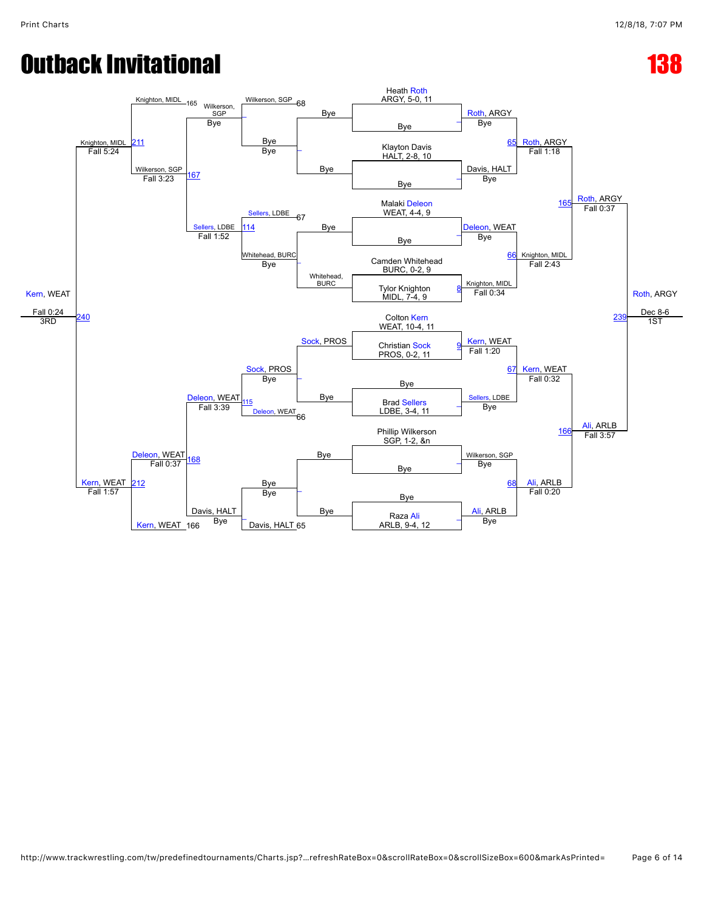# Outback Invitational

# 138

## Championship Bracket

**Round 1 (Pigtails / First matches)**

- Heath Roth, ARGY, 5-0, 11 vs Bye → Roth, ARGY (Bye)
- Klayton Davis, HALT, 2-8, 10 vs Bye → Davis, HALT (Bye)
- Malaki Deleon, WEAT, 4-4, 9 vs Bye → Deleon, WEAT (Bye)
- Camden Whitehead, BURC, 0-2, 9 vs Tylor Knighton, MIDL, 7-4, 9 → Match 8: Knighton, MIDL (Fall 0:34)
- Colton Kern, WEAT, 10-4, 11 vs Christian Sock, PROS, 0-2, 11 → Match 9: Kern, WEAT (Fall 1:20)
- Bye vs Brad Sellers, LDBE, 3-4, 11 → Sellers, LDBE (Bye)
- Phillip Wilkerson, SGP, 1-2, &n vs Bye → Wilkerson, SGP (Bye)
- Bye vs Raza Ali, ARLB, 9-4, 12 → Ali, ARLB (Bye)

**Quarterfinals**

- Match 65: Roth, ARGY over Davis, HALT (Fall 1:18)
- Match 66: Knighton, MIDL over Deleon, WEAT (Fall 2:43)
- Match 67: Kern, WEAT over Sellers, LDBE (Fall 0:32)
- Match 68: Ali, ARLB over Wilkerson, SGP (Fall 0:20)

**Semifinals**

- Match 165: Roth, ARGY over Knighton, MIDL (Fall 0:37)
- Match 166: Ali, ARLB over Kern, WEAT (Fall 3:57)

**Final**

- Match 239: Roth, ARGY over Ali, ARLB (Dec 8-6) — **1ST**

## Consolation Bracket

**Consolation Round 1**

- Wilkerson, SGP vs Bye → Match 68: Wilkerson, SGP (Bye)
- Sellers, LDBE vs Whitehead, BURC → Match 67: Sellers, LDBE
- Sock, PROS vs Bye → Sock, PROS (Bye)
- Deleon, WEAT vs Davis, HALT → Match 66 / 65

**Consolation Round 2**

- Wilkerson, SGP vs Bye → Bye
- Whitehead, BURC vs Bye → Bye
- Sock, PROS vs Deleon, WEAT → Deleon, WEAT
- Bye vs Davis, HALT → Davis, HALT (Bye)

**Consolation Round 3**

- Knighton, MIDL (165) vs Wilkerson, SGP → Match 167: Wilkerson, SGP (Fall 3:23)
- Sellers, LDBE vs Whitehead, BURC → Match 114: Sellers, LDBE (Fall 1:52)
- Sock, PROS vs Deleon, WEAT → Match 115: Deleon, WEAT (Fall 3:39)
- Kern, WEAT (166) vs Davis, HALT → Match 168: Deleon, WEAT (Fall 0:37)

**Consolation Semifinals**

- Match 211: Knighton, MIDL (Fall 5:24)
- Match 212: Kern, WEAT (Fall 1:57)

**3rd Place**

- Match 240: Kern, WEAT over Knighton, MIDL (Fall 0:24) — **3RD**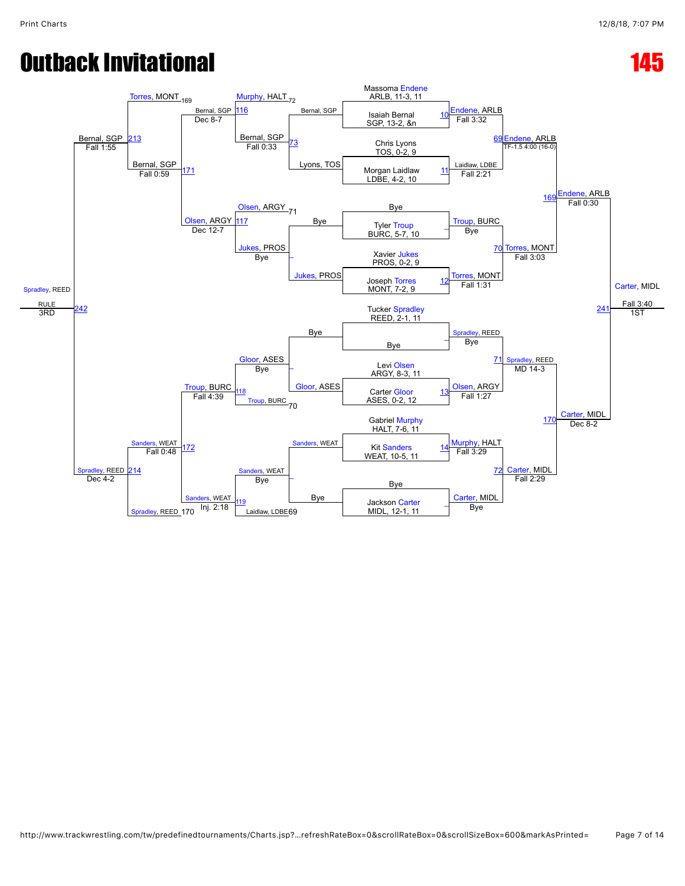# Outback Invitational

# 145

## Championship Bracket

**First Round**

- Massoma Endene, ARLB, 11-3, 11 vs Isaiah Bernal, SGP, 13-2, &n — Match 10: Endene, ARLB, Fall 3:32
- Chris Lyons, TOS, 0-2, 9 vs Morgan Laidlaw, LDBE, 4-2, 10 — Match 11: Laidlaw, LDBE, Fall 2:21
- Bye vs Tyler Troup, BURC, 5-7, 10 — Troup, BURC, Bye
- Xavier Jukes, PROS, 0-2, 9 vs Joseph Torres, MONT, 7-2, 9 — Match 12: Torres, MONT, Fall 1:31
- Tucker Spradley, REED, 2-1, 11 vs Bye — Spradley, REED, Bye
- Levi Olsen, ARGY, 8-3, 11 vs Carter Gloor, ASES, 0-2, 12 — Match 13: Olsen, ARGY, Fall 1:27
- Gabriel Murphy, HALT, 7-6, 11 vs Kit Sanders, WEAT, 10-5, 11 — Match 14: Murphy, HALT, Fall 3:29
- Bye vs Jackson Carter, MIDL, 12-1, 11 — Carter, MIDL, Bye

**Quarterfinals**

- Match 69: Endene, ARLB, TF-1.5 4:00 (16-0)
- Match 70: Torres, MONT, Fall 3:03
- Match 71: Spradley, REED, MD 14-3
- Match 72: Carter, MIDL, Fall 2:29

**Semifinals**

- Match 169: Endene, ARLB, Fall 0:30
- Match 170: Carter, MIDL, Dec 8-2

**Final**

- Match 241: Carter, MIDL, Fall 3:40 — 1ST

## Consolation Bracket

**First Round**

- Bernal, SGP vs Lyons, TOS — Match 73: Bernal, SGP, Fall 0:33
- Bye vs Jukes, PROS — Jukes, PROS, Bye
- Bye vs Gloor, ASES — Gloor, ASES, Bye
- Sanders, WEAT vs Bye — Sanders, WEAT, Bye

**Second Round**

- Murphy, HALT (72) vs Bernal, SGP — Match 116: Bernal, SGP, Dec 8-7
- Olsen, ARGY (71) vs Jukes, PROS — Match 117: Olsen, ARGY, Dec 12-7
- Gloor, ASES vs Troup, BURC (70) — Match 118: Troup, BURC, Fall 4:39
- Sanders, WEAT vs Laidlaw, LDBE (69) — Match 119: Sanders, WEAT, Inj. 2:18

**Third Round**

- Bernal, SGP vs Olsen, ARGY — Match 171: Bernal, SGP, Fall 0:59
- Troup, BURC vs Sanders, WEAT — Match 172: Sanders, WEAT, Fall 0:48

**Consolation Semifinals**

- Torres, MONT (169) vs Bernal, SGP — Match 213: Bernal, SGP, Fall 1:55
- Sanders, WEAT vs Spradley, REED (170) — Match 214: Spradley, REED, Dec 4-2

**3rd Place**

- Match 242: Spradley, REED, RULE — 3RD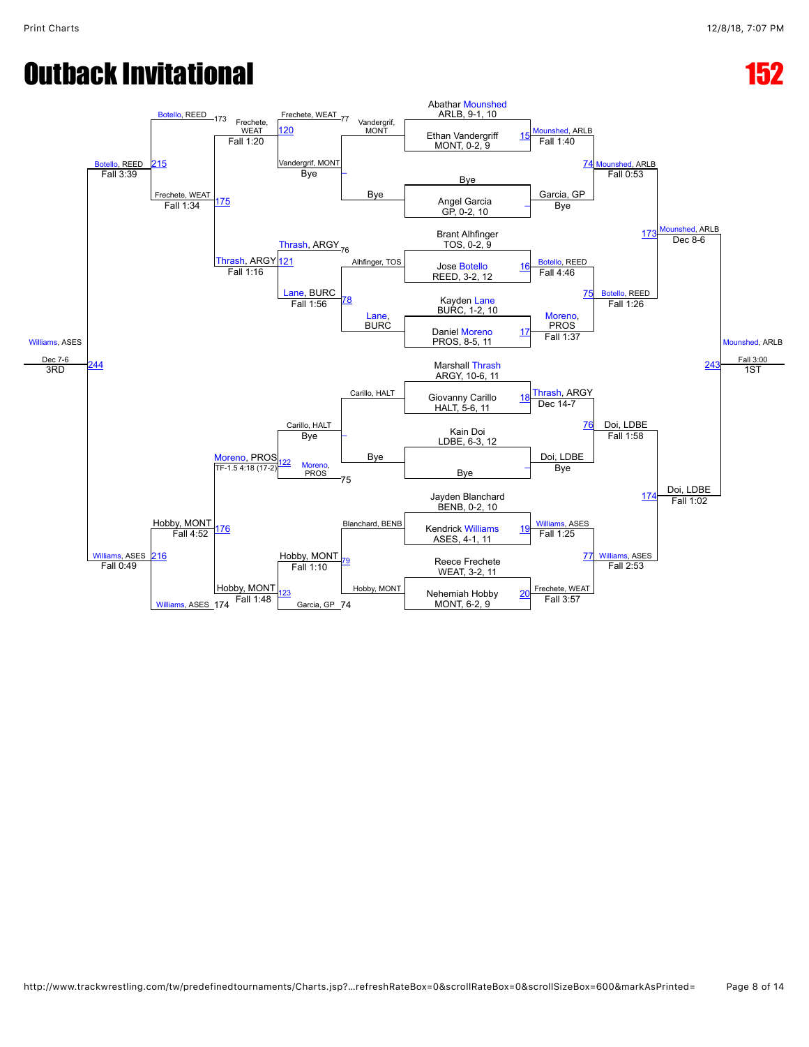# Outback Invitational

**152**

## Championship Bracket

### First Round

| Bout | Wrestler 1 | Wrestler 2 | Winner | Result |
|---|---|---|---|---|
| 15 | Abathar Mounshed, ARLB, 9-1, 10 | Ethan Vandergriff, MONT, 0-2, 9 | Mounshed, ARLB | Fall 1:40 |
| – | Bye | Angel Garcia, GP, 0-2, 10 | Garcia, GP | Bye |
| 16 | Brant Alhfinger, TOS, 0-2, 9 | Jose Botello, REED, 3-2, 12 | Botello, REED | Fall 4:46 |
| 17 | Kayden Lane, BURC, 1-2, 10 | Daniel Moreno, PROS, 8-5, 11 | Moreno, PROS | Fall 1:37 |
| 18 | Marshall Thrash, ARGY, 10-6, 11 | Giovanny Carillo, HALT, 5-6, 11 | Thrash, ARGY | Dec 14-7 |
| – | Kain Doi, LDBE, 6-3, 12 | Bye | Doi, LDBE | Bye |
| 19 | Jayden Blanchard, BENB, 0-2, 10 | Kendrick Williams, ASES, 4-1, 11 | Williams, ASES | Fall 1:25 |
| 20 | Reece Frechete, WEAT, 3-2, 11 | Nehemiah Hobby, MONT, 6-2, 9 | Frechete, WEAT | Fall 3:57 |

### Quarterfinals

| Bout | Winner | Result |
|---|---|---|
| 74 | Mounshed, ARLB | Fall 0:53 |
| 75 | Botello, REED | Fall 1:26 |
| 76 | Doi, LDBE | Fall 1:58 |
| 77 | Williams, ASES | Fall 2:53 |

### Semifinals

| Bout | Winner | Result |
|---|---|---|
| 173 | Mounshed, ARLB | Dec 8-6 |
| 174 | Doi, LDBE | Fall 1:02 |

### Final

| Bout | Winner | Result | Place |
|---|---|---|---|
| 243 | Mounshed, ARLB | Fall 3:00 | 1ST |

## Consolation Bracket

| Bout | Wrestlers | Winner | Result |
|---|---|---|---|
| – | Vandergrif, MONT vs Bye | Vandergrif, MONT | Bye |
| 78 | Alhfinger, TOS vs Lane, BURC | Lane, BURC | Fall 1:56 |
| – | Carillo, HALT vs Bye | Carillo, HALT | Bye |
| 79 | Blanchard, BENB vs Hobby, MONT | Hobby, MONT | Fall 1:10 |
| 120 | Frechete, WEAT (L77) vs Vandergrif, MONT | Frechete, WEAT | Fall 1:20 |
| 121 | Thrash, ARGY (L76) vs Lane, BURC | Thrash, ARGY | Fall 1:16 |
| 122 | Carillo, HALT vs Moreno, PROS (L75) | Moreno, PROS | TF-1.5 4:18 (17-2) |
| 123 | Hobby, MONT vs Garcia, GP (L74) | Hobby, MONT | Fall 1:48 |
| 175 | Botello, REED (L173) vs Frechete, WEAT | Frechete, WEAT | Fall 1:34 |
| 176 | Moreno, PROS vs Hobby, MONT | Hobby, MONT | Fall 4:52 |
| 215 | Botello, REED vs Frechete, WEAT | Botello, REED | Fall 3:39 |
| 216 | Hobby, MONT vs Williams, ASES (L174) | Williams, ASES | Fall 0:49 |
| 244 | Botello, REED vs Williams, ASES | Williams, ASES | Dec 7-6 (3RD) |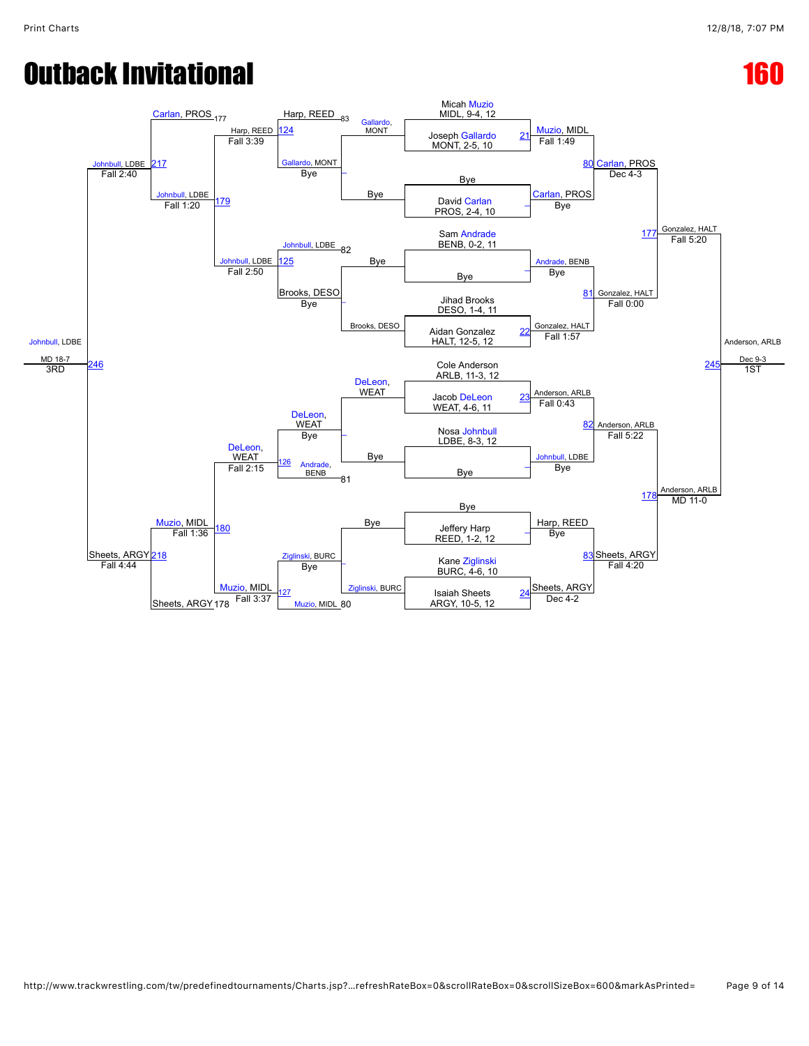# Outback Invitational

# 160

## Championship Bracket

| Match | Wrestler 1 | Wrestler 2 | Winner | Result |
|---|---|---|---|---|
| 21 | Micah Muzio, MIDL, 9-4, 12 | Joseph Gallardo, MONT, 2-5, 10 | Muzio, MIDL | Fall 1:49 |
| – | Bye | David Carlan, PROS, 2-4, 10 | Carlan, PROS | Bye |
| – | Sam Andrade, BENB, 0-2, 11 | Bye | Andrade, BENB | Bye |
| 22 | Jihad Brooks, DESO, 1-4, 11 | Aidan Gonzalez, HALT, 12-5, 12 | Gonzalez, HALT | Fall 1:57 |
| 23 | Cole Anderson, ARLB, 11-3, 12 | Jacob DeLeon, WEAT, 4-6, 11 | Anderson, ARLB | Fall 0:43 |
| – | Nosa Johnbull, LDBE, 8-3, 12 | Bye | Johnbull, LDBE | Bye |
| – | Bye | Jeffery Harp, REED, 1-2, 12 | Harp, REED | Bye |
| 24 | Kane Ziglinski, BURC, 4-6, 10 | Isaiah Sheets, ARGY, 10-5, 12 | Sheets, ARGY | Dec 4-2 |
| 80 | Muzio, MIDL | Carlan, PROS | Carlan, PROS | Dec 4-3 |
| 81 | Andrade, BENB | Gonzalez, HALT | Gonzalez, HALT | Fall 0:00 |
| 82 | Anderson, ARLB | Johnbull, LDBE | Anderson, ARLB | Fall 5:22 |
| 83 | Harp, REED | Sheets, ARGY | Sheets, ARGY | Fall 4:20 |
| 177 | Carlan, PROS | Gonzalez, HALT | Gonzalez, HALT | Fall 5:20 |
| 178 | Anderson, ARLB | Sheets, ARGY | Anderson, ARLB | MD 11-0 |
| 245 | Gonzalez, HALT | Anderson, ARLB | Anderson, ARLB (1ST) | Dec 9-3 |

## Consolation Bracket

| Match | Wrestler 1 | Wrestler 2 | Winner | Result |
|---|---|---|---|---|
| – | Gallardo, MONT | Bye | Gallardo, MONT | Bye |
| – | Bye | Brooks, DESO | Brooks, DESO | Bye |
| – | DeLeon, WEAT | Bye | DeLeon, WEAT | Bye |
| – | Bye | Ziglinski, BURC | Ziglinski, BURC | Bye |
| 124 | Harp, REED (83) | Gallardo, MONT | Harp, REED | Fall 3:39 |
| 125 | Johnbull, LDBE (82) | Brooks, DESO | Johnbull, LDBE | Fall 2:50 |
| 126 | DeLeon, WEAT | Andrade, BENB (81) | DeLeon, WEAT | Fall 2:15 |
| 127 | Ziglinski, BURC | Muzio, MIDL (80) | Muzio, MIDL | Fall 3:37 |
| 179 | Harp, REED | Johnbull, LDBE | Johnbull, LDBE | Fall 1:20 |
| 180 | DeLeon, WEAT | Muzio, MIDL | Muzio, MIDL | Fall 1:36 |
| 217 | Carlan, PROS (177) | Johnbull, LDBE | Johnbull, LDBE | Fall 2:40 |
| 218 | Muzio, MIDL | Sheets, ARGY (178) | Sheets, ARGY | Fall 4:44 |
| 246 | Johnbull, LDBE | Sheets, ARGY | Johnbull, LDBE (3RD) | MD 18-7 |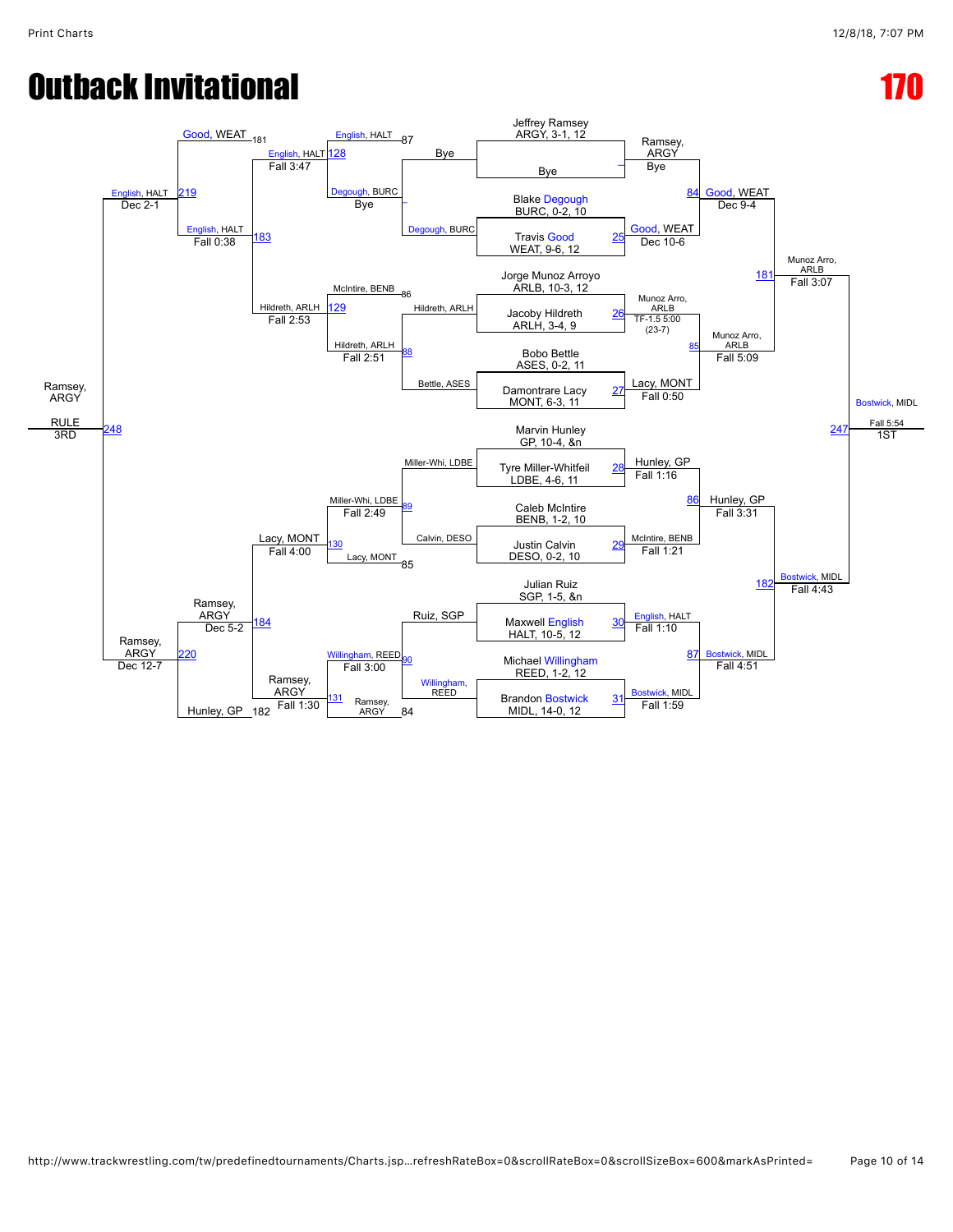# Outback Invitational

# 170

## Championship Bracket

| Wrestler | Team, Record |
| --- | --- |
| Jeffrey Ramsey | ARGY, 3-1, 12 |
| Bye | |
| Blake Degough | BURC, 0-2, 10 |
| Travis Good | WEAT, 9-6, 12 |
| Jorge Munoz Arroyo | ARLB, 10-3, 12 |
| Jacoby Hildreth | ARLH, 3-4, 9 |
| Bobo Bettle | ASES, 0-2, 11 |
| Damontrare Lacy | MONT, 6-3, 11 |
| Marvin Hunley | GP, 10-4, &n |
| Tyre Miller-Whitfeil | LDBE, 4-6, 11 |
| Caleb McIntire | BENB, 1-2, 10 |
| Justin Calvin | DESO, 0-2, 10 |
| Julian Ruiz | SGP, 1-5, &n |
| Maxwell English | HALT, 10-5, 12 |
| Michael Willingham | REED, 1-2, 12 |
| Brandon Bostwick | MIDL, 14-0, 12 |

### First Round

- Match –: Ramsey, ARGY — Bye
- Match 25: Good, WEAT — Dec 10-6
- Match 26: Munoz Arro, ARLB — TF-1.5 5:00 (23-7)
- Match 27: Lacy, MONT — Fall 0:50
- Match 28: Hunley, GP — Fall 1:16
- Match 29: McIntire, BENB — Fall 1:21
- Match 30: English, HALT — Fall 1:10
- Match 31: Bostwick, MIDL — Fall 1:59

### Quarterfinals

- Match 84: Good, WEAT — Dec 9-4
- Match 85: Munoz Arro, ARLB — Fall 5:09
- Match 86: Hunley, GP — Fall 3:31
- Match 87: Bostwick, MIDL — Fall 4:51

### Semifinals

- Match 181: Munoz Arro, ARLB — Fall 3:07
- Match 182: Bostwick, MIDL — Fall 4:43

### Final

- Match 247: Bostwick, MIDL — Fall 5:54 — 1ST

## Consolation Bracket

### Consolation Round 1

- Match –: Degough, BURC — Bye (vs. Bye)
- Match 88: Hildreth, ARLH — Fall 2:51 (vs. Bettle, ASES)
- Match 89: Miller-Whi, LDBE — Fall 2:49 (vs. Calvin, DESO)
- Match 90: Willingham, REED — Fall 3:00 (vs. Ruiz, SGP)

### Consolation Round 2

- Match 128: English, HALT — Fall 3:47 (English, HALT 87 vs. Degough, BURC)
- Match 129: Hildreth, ARLH — Fall 2:53 (McIntire, BENB 86 vs. Hildreth, ARLH)
- Match 130: Lacy, MONT — Fall 4:00 (Miller-Whi, LDBE vs. Lacy, MONT 85)
- Match 131: Ramsey, ARGY — Fall 1:30 (Willingham, REED vs. Ramsey, ARGY 84)

### Consolation Round 3

- Match 183: English, HALT — Fall 0:38 (vs. Hildreth, ARLH)
- Match 184: Ramsey, ARGY — Dec 5-2 (vs. Lacy, MONT)

### Consolation Round 4

- Match 219: English, HALT — Dec 2-1 (Good, WEAT 181 vs. English, HALT)
- Match 220: Ramsey, ARGY — Dec 12-7 (Ramsey, ARGY vs. Hunley, GP 182)

### Consolation Final

- Match 248: Ramsey, ARGY — RULE — 3RD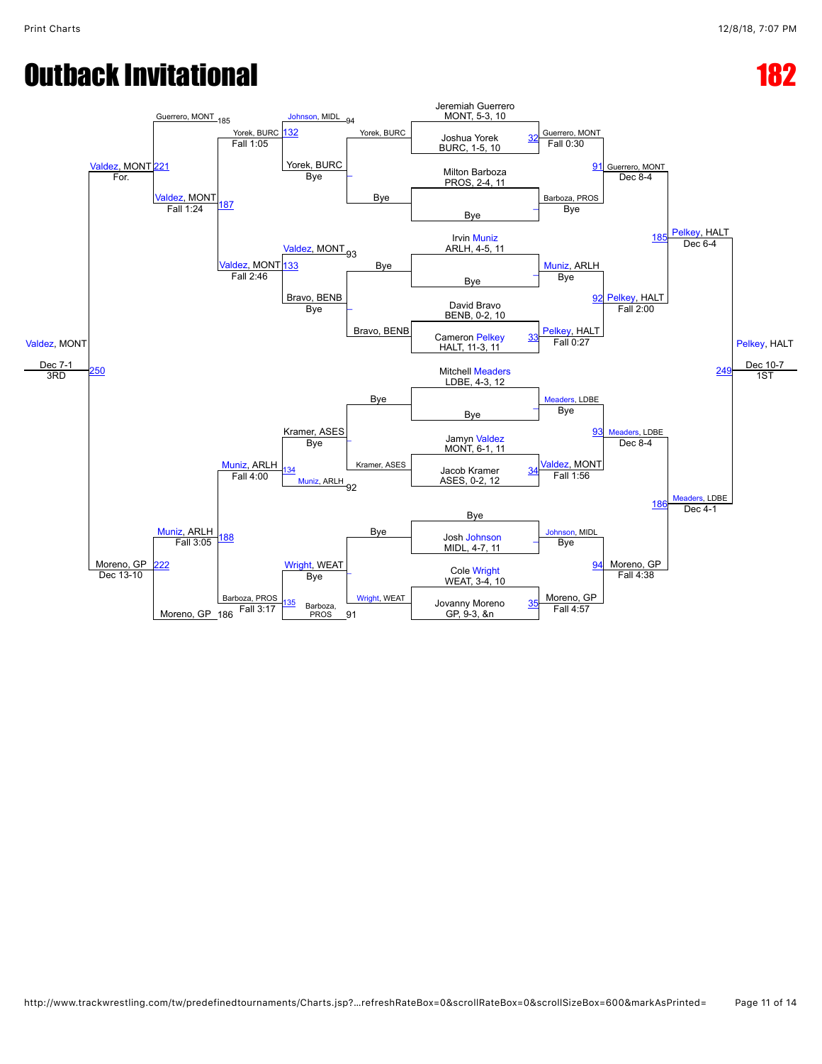# Outback Invitational

# 182

## Championship Bracket

### Seeds / First Round

| Match | Wrestler 1 | Wrestler 2 | Winner | Result |
|---|---|---|---|---|
| 32 | Joshua Yorek, BURC, 1-5, 10 | Jeremiah Guerrero, MONT, 5-3, 10 | Guerrero, MONT | Fall 0:30 |
| – | Milton Barboza, PROS, 2-4, 11 | Bye | Barboza, PROS | Bye |
| – | Irvin Muniz, ARLH, 4-5, 11 | Bye | Muniz, ARLH | Bye |
| 33 | David Bravo, BENB, 0-2, 10 | Cameron Pelkey, HALT, 11-3, 11 | Pelkey, HALT | Fall 0:27 |
| – | Mitchell Meaders, LDBE, 4-3, 12 | Bye | Meaders, LDBE | Bye |
| 34 | Jamyn Valdez, MONT, 6-1, 11 | Jacob Kramer, ASES, 0-2, 12 | Valdez, MONT | Fall 1:56 |
| – | Bye | Josh Johnson, MIDL, 4-7, 11 | Johnson, MIDL | Bye |
| 35 | Cole Wright, WEAT, 3-4, 10 | Jovanny Moreno, GP, 9-3, &n | Moreno, GP | Fall 4:57 |

### Quarterfinals

| Match | Wrestler 1 | Wrestler 2 | Winner | Result |
|---|---|---|---|---|
| 91 | Guerrero, MONT | Barboza, PROS | Guerrero, MONT | Dec 8-4 |
| 92 | Muniz, ARLH | Pelkey, HALT | Pelkey, HALT | Fall 2:00 |
| 93 | Meaders, LDBE | Valdez, MONT | Meaders, LDBE | Dec 8-4 |
| 94 | Johnson, MIDL | Moreno, GP | Moreno, GP | Fall 4:38 |

### Semifinals

| Match | Wrestler 1 | Wrestler 2 | Winner | Result |
|---|---|---|---|---|
| 185 | Guerrero, MONT | Pelkey, HALT | Pelkey, HALT | Dec 6-4 |
| 186 | Meaders, LDBE | Moreno, GP | Meaders, LDBE | Dec 4-1 |

### Final

| Match | Wrestler 1 | Wrestler 2 | Winner | Result |
|---|---|---|---|---|
| 249 | Pelkey, HALT | Meaders, LDBE | Pelkey, HALT | Dec 10-7 (1ST) |

## Consolation Bracket

### Consolation Round 1

| Match | Wrestler 1 | Wrestler 2 | Winner | Result |
|---|---|---|---|---|
| – | Yorek, BURC | Bye | Yorek, BURC | Bye |
| – | Bye | Bravo, BENB | Bravo, BENB | Bye |
| – | Bye | Kramer, ASES | Kramer, ASES | Bye |
| – | Bye | Wright, WEAT | Wright, WEAT | Bye |

### Consolation Round 2

| Match | Wrestler 1 | Wrestler 2 | Winner | Result |
|---|---|---|---|---|
| 132 | Johnson, MIDL (94) | Yorek, BURC | Yorek, BURC | Fall 1:05 |
| 133 | Valdez, MONT (93) | Bravo, BENB | Valdez, MONT | Fall 2:46 |
| 134 | Kramer, ASES | Muniz, ARLH (92) | Muniz, ARLH | Fall 4:00 |
| 135 | Wright, WEAT | Barboza, PROS (91) | Barboza, PROS | Fall 3:17 |

### Consolation Semifinals

| Match | Wrestler 1 | Wrestler 2 | Winner | Result |
|---|---|---|---|---|
| 187 | Guerrero, MONT (185) | Yorek, BURC / Valdez, MONT | Valdez, MONT | Fall 1:24 |
| 188 | Muniz, ARLH | Barboza, PROS / Moreno, GP (186) | Muniz, ARLH | Fall 3:05 |

### Consolation Finals

| Match | Wrestler 1 | Wrestler 2 | Winner | Result |
|---|---|---|---|---|
| 221 | Guerrero, MONT | Valdez, MONT | Valdez, MONT | For. |
| 222 | Muniz, ARLH | Moreno, GP | Moreno, GP | Dec 13-10 |

### 3rd Place

| Match | Wrestler 1 | Wrestler 2 | Winner | Result |
|---|---|---|---|---|
| 250 | Valdez, MONT | Moreno, GP | Valdez, MONT | Dec 7-1 (3RD) |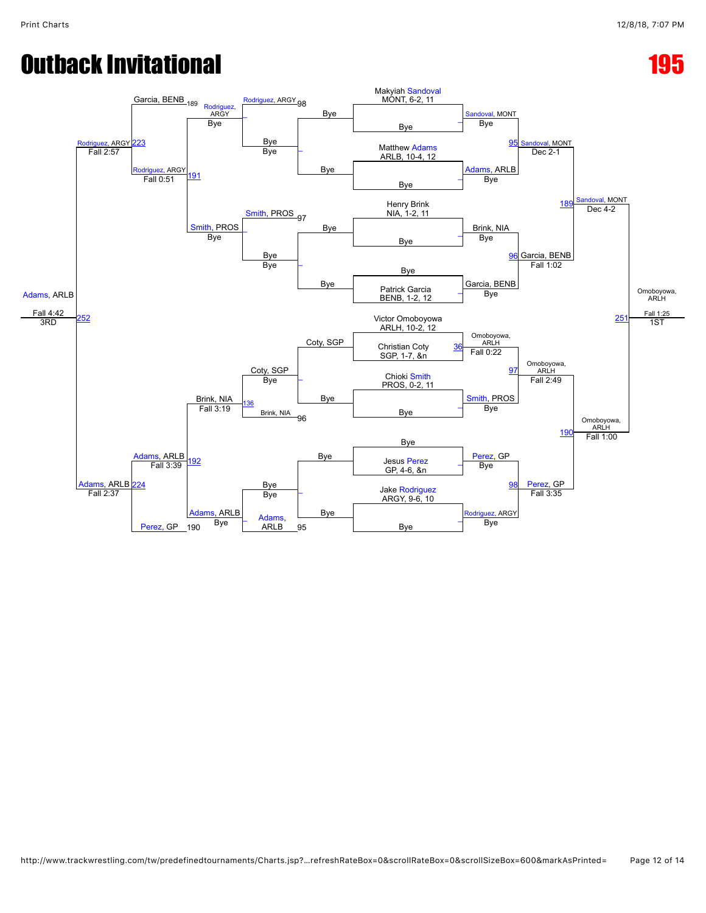# Outback Invitational

# 195

## Championship Bracket

| Wrestler | Round 1 | Quarterfinals | Semifinals | Final |
|---|---|---|---|---|
| Makyiah Sandoval, MONT, 6-2, 11 | Sandoval, MONT — Bye | Sandoval, MONT — Dec 2-1 (95) | Sandoval, MONT — Dec 4-2 (189) | Omoboyowa, ARLH — Fall 1:25 (251) — 1ST |
| Bye | | | | |
| Matthew Adams, ARLB, 10-4, 12 | Adams, ARLB — Bye | | | |
| Bye | | | | |
| Henry Brink, NIA, 1-2, 11 | Brink, NIA — Bye | Garcia, BENB — Fall 1:02 (96) | | |
| Bye | | | | |
| Bye | | | | |
| Patrick Garcia, BENB, 1-2, 12 | Garcia, BENB — Bye | | | |
| Victor Omoboyowa, ARLH, 10-2, 12 | Omoboyowa, ARLH — Fall 0:22 (36) | Omoboyowa, ARLH — Fall 2:49 (97) | Omoboyowa, ARLH — Fall 1:00 (190) | |
| Christian Coty, SGP, 1-7, &n | | | | |
| Chioki Smith, PROS, 0-2, 11 | Smith, PROS — Bye | | | |
| Bye | | | | |
| Bye | | | | |
| Jesus Perez, GP, 4-6, &n | Perez, GP — Bye | Perez, GP — Fall 3:35 (98) | | |
| Jake Rodriguez, ARGY, 9-6, 10 | Rodriguez, ARGY — Bye | | | |
| Bye | | | | |

## Consolation Bracket

| Match | Wrestlers | Result |
|---|---|---|
| 98 | Rodriguez, ARGY vs Bye | Bye |
| 97 | Smith, PROS vs Bye | Bye |
| 136 | Coty, SGP vs Brink, NIA (96) | Brink, NIA — Fall 3:19 |
| 95 | Bye vs Adams, ARLB | Bye |
| | Rodriguez, ARGY vs Bye | Rodriguez, ARGY — Bye |
| | Smith, PROS vs Bye | Smith, PROS — Bye |
| | Adams, ARLB vs Bye | Adams, ARLB — Bye |
| 191 | Rodriguez, ARGY vs Smith, PROS | Rodriguez, ARGY — Fall 0:51 |
| 192 | Brink, NIA vs Adams, ARLB | Adams, ARLB — Fall 3:39 |
| 223 | Garcia, BENB (189) vs Rodriguez, ARGY | Rodriguez, ARGY — Fall 2:57 |
| 224 | Adams, ARLB vs Perez, GP (190) | Adams, ARLB — Fall 2:37 |
| 252 | Rodriguez, ARGY vs Adams, ARLB | Adams, ARLB — Fall 4:42 — 3RD |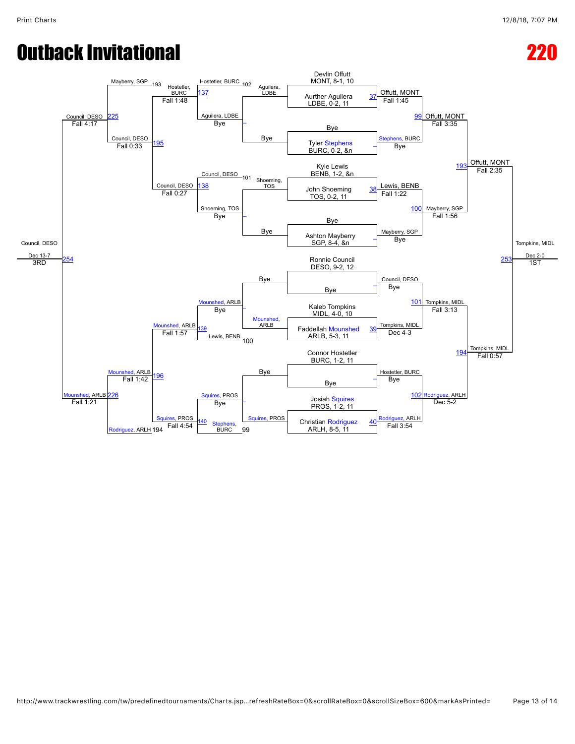# Outback Invitational

# 220

## Championship Bracket

| Seed / Wrestler | Result |
|---|---|
| Devlin Offutt, MONT, 8-1, 10 | Bye |
| Aurther Aguilera, LDBE, 0-2, 11 | |
| Bye | |
| Tyler Stephens, BURC, 0-2, &n | |
| Kyle Lewis, BENB, 1-2, &n | |
| John Shoeming, TOS, 0-2, 11 | |
| Bye | |
| Ashton Mayberry, SGP, 8-4, &n | |
| Ronnie Council, DESO, 9-2, 12 | |
| Bye | |
| Kaleb Tompkins, MIDL, 4-0, 10 | |
| Faddellah Mounshed, ARLB, 5-3, 11 | |
| Connor Hostetler, BURC, 1-2, 11 | |
| Bye | |
| Josiah Squires, PROS, 1-2, 11 | |
| Christian Rodriguez, ARLH, 8-5, 11 | |

### Championship Rounds

| Bout | Winner | Result |
|---|---|---|
| 37 | Offutt, MONT | Fall 1:45 |
| — | Stephens, BURC | Bye |
| 38 | Lewis, BENB | Fall 1:22 |
| — | Mayberry, SGP | Bye |
| — | Council, DESO | Bye |
| 39 | Tompkins, MIDL | Dec 4-3 |
| — | Hostetler, BURC | Bye |
| 40 | Rodriguez, ARLH | Fall 3:54 |
| 99 | Offutt, MONT | Fall 3:35 |
| 100 | Mayberry, SGP | Fall 1:56 |
| 101 | Tompkins, MIDL | Fall 3:13 |
| 102 | Rodriguez, ARLH | Dec 5-2 |
| 193 | Offutt, MONT | Fall 2:35 |
| 194 | Tompkins, MIDL | Fall 0:57 |
| 253 | Tompkins, MIDL (1ST) | Dec 2-0 |

### Consolation Rounds

| Bout | Wrestlers | Winner | Result |
|---|---|---|---|
| — | Aguilera, LDBE vs Bye | Aguilera, LDBE | Bye |
| — | Bye vs Shoeming, TOS | Shoeming, TOS | Bye |
| — | Bye vs Mounshed, ARLB | Mounshed, ARLB | Bye |
| — | Bye vs Squires, PROS | Squires, PROS | Bye |
| 137 | Hostetler, BURC (102) vs Aguilera, LDBE | Hostetler, BURC | Fall 1:48 |
| 138 | Council, DESO (101) vs Shoeming, TOS | Council, DESO | Fall 0:27 |
| 139 | Mounshed, ARLB vs Lewis, BENB (100) | Mounshed, ARLB | Fall 1:57 |
| 140 | Squires, PROS vs Stephens, BURC (99) | Squires, PROS | Fall 4:54 |
| 195 | Mayberry, SGP (193) vs Hostetler, BURC | Council, DESO | Fall 0:33 |
| 196 | Mounshed, ARLB vs Rodriguez, ARLH (194) | Mounshed, ARLB | Fall 1:42 |
| 225 | Council, DESO | Council, DESO | Fall 4:17 |
| 226 | Mounshed, ARLB | Mounshed, ARLB | Fall 1:21 |
| 254 | Council, DESO vs Mounshed, ARLB | Council, DESO (3RD) | Dec 13-7 |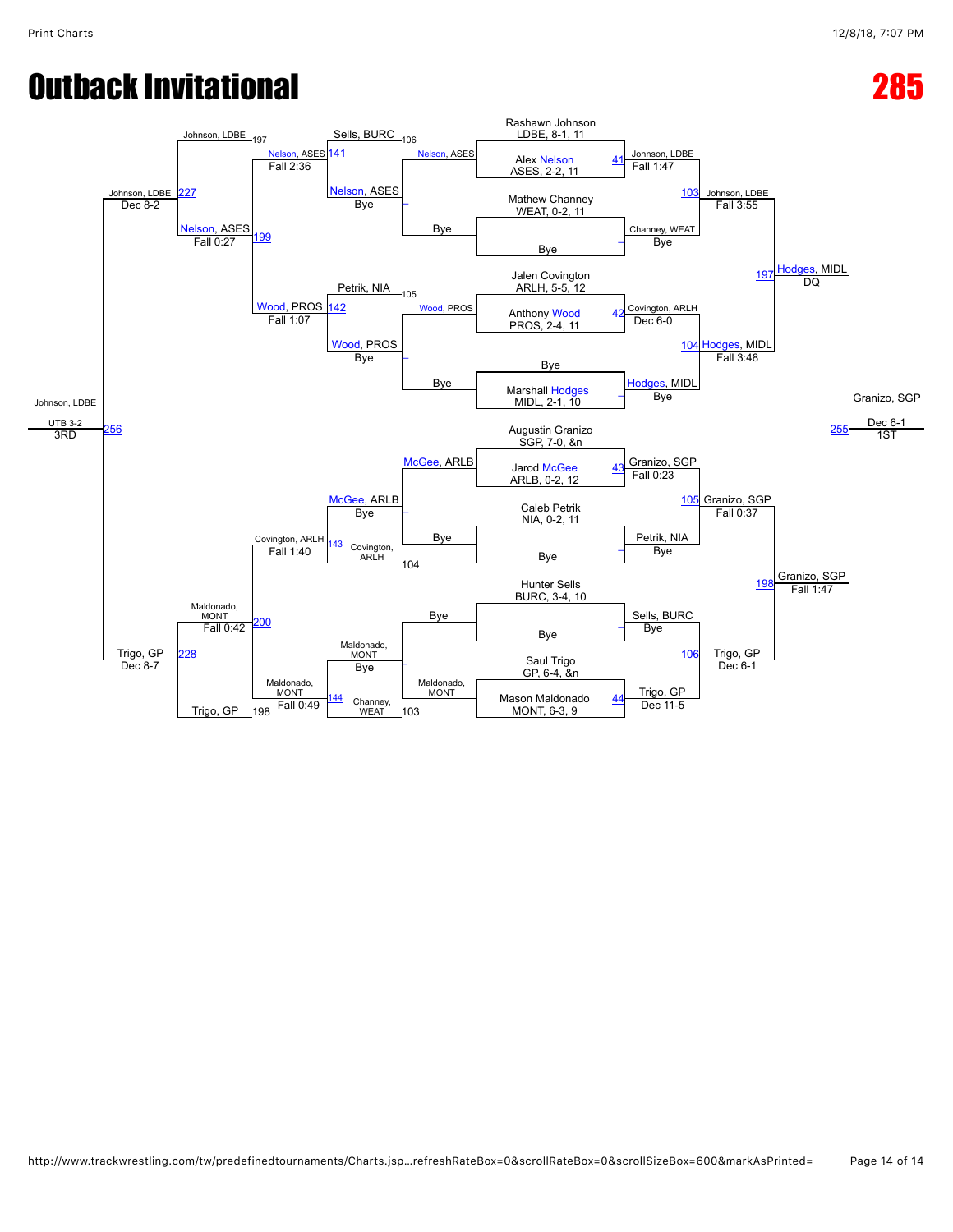# Outback Invitational

**285**

Rashawn Johnson
LDBE, 8-1, 11

Alex Nelson
ASES, 2-2, 11

Mathew Channey
WEAT, 0-2, 11

Bye

Jalen Covington
ARLH, 5-5, 12

Anthony Wood
PROS, 2-4, 11

Bye

Marshall Hodges
MIDL, 2-1, 10

Augustin Granizo
SGP, 7-0, &n

Jarod McGee
ARLB, 0-2, 12

Caleb Petrik
NIA, 0-2, 11

Bye

Hunter Sells
BURC, 3-4, 10

Bye

Saul Trigo
GP, 6-4, &n

Mason Maldonado
MONT, 6-3, 9

41 Johnson, LDBE Fall 1:47

– Channey, WEAT Bye

42 Covington, ARLH Dec 6-0

– Hodges, MIDL Bye

43 Granizo, SGP Fall 0:23

– Petrik, NIA Bye

– Sells, BURC Bye

44 Trigo, GP Dec 11-5

103 Johnson, LDBE Fall 3:55

104 Hodges, MIDL Fall 3:48

105 Granizo, SGP Fall 0:37

106 Trigo, GP Dec 6-1

197 Hodges, MIDL DQ

198 Granizo, SGP Fall 1:47

255 Granizo, SGP Dec 6-1 1ST

Sells, BURC 106

Nelson, ASES – Nelson, ASES Bye

Bye

Petrik, NIA 105

Wood, PROS – Wood, PROS Bye

Bye

McGee, ARLB – McGee, ARLB Bye

Bye

Covington, ARLH 104

Bye

Maldonado, MONT – Maldonado, MONT Bye

Channey, WEAT 103

141 Nelson, ASES Fall 2:36

142 Wood, PROS Fall 1:07

143 Covington, ARLH Fall 1:40

144 Maldonado, MONT Fall 0:49

Johnson, LDBE 197

199 Nelson, ASES Fall 0:27

200 Maldonado, MONT Fall 0:42

Trigo, GP 198

227 Johnson, LDBE Dec 8-2

228 Trigo, GP Dec 8-7

256 Johnson, LDBE UTB 3-2 3RD